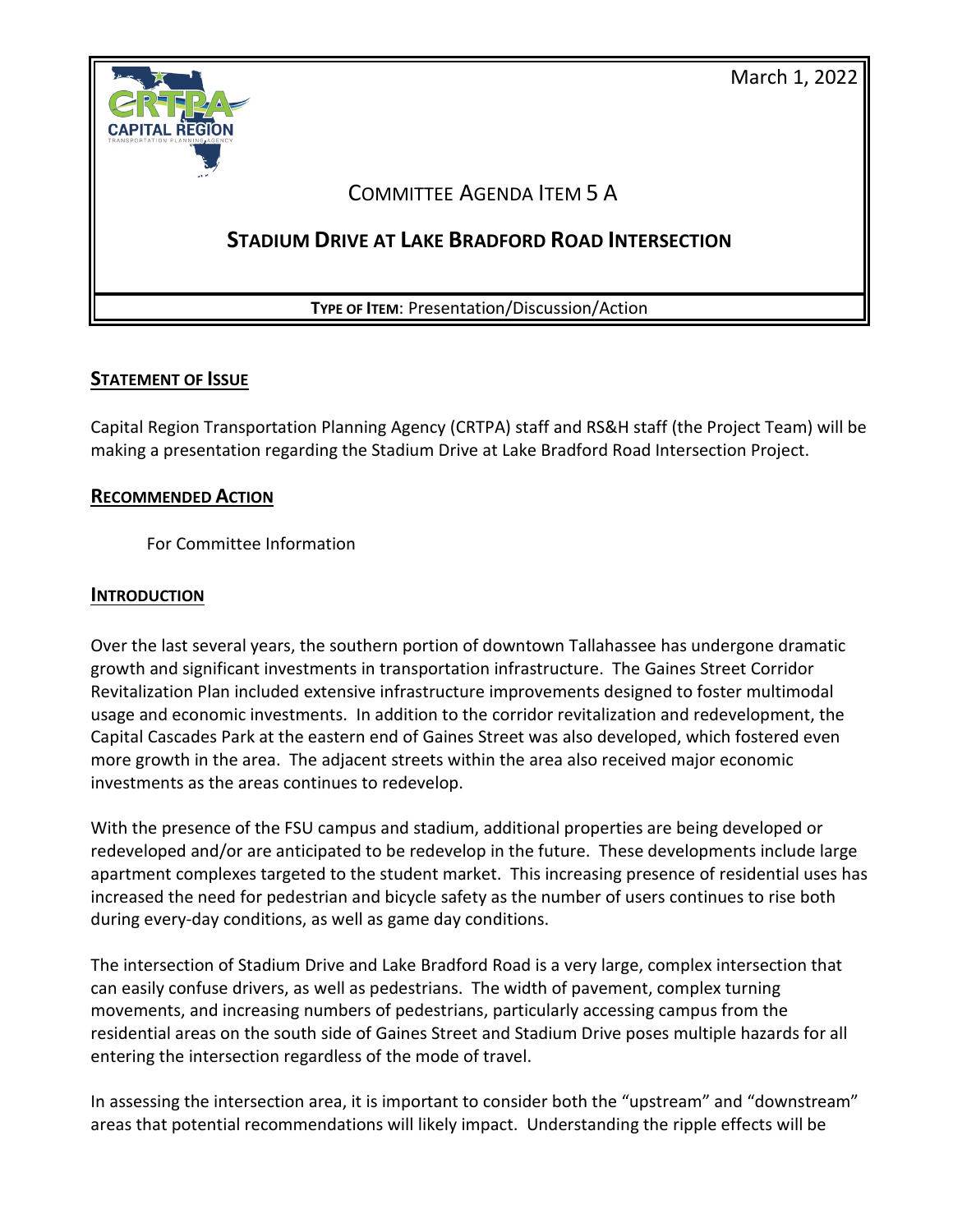March 1, 2022

# COMMITTEE AGENDA ITEM 5 A

## STADIUM DRIVE AT LAKE BRADFORD ROAD INTERSECTION

**TYPE OF ITEM**: Presentation/Discussion/Action

### STATEMENT OF ISSUE

Capital Region Transportation Planning Agency (CRTPA) staff and RS&H staff (the Project Team) will be making a presentation regarding the Stadium Drive at Lake Bradford Road Intersection Project.

### RECOMMENDED ACTION

For Committee Information

### INTRODUCTION

Over the last several years, the southern portion of downtown Tallahassee has undergone dramatic growth and significant investments in transportation infrastructure. The Gaines Street Corridor Revitalization Plan included extensive infrastructure improvements designed to foster multimodal usage and economic investments. In addition to the corridor revitalization and redevelopment, the Capital Cascades Park at the eastern end of Gaines Street was also developed, which fostered even more growth in the area. The adjacent streets within the area also received major economic investments as the areas continues to redevelop.

With the presence of the FSU campus and stadium, additional properties are being developed or redeveloped and/or are anticipated to be redevelop in the future. These developments include large apartment complexes targeted to the student market. This increasing presence of residential uses has increased the need for pedestrian and bicycle safety as the number of users continues to rise both during every-day conditions, as well as game day conditions.

The intersection of Stadium Drive and Lake Bradford Road is a very large, complex intersection that can easily confuse drivers, as well as pedestrians. The width of pavement, complex turning movements, and increasing numbers of pedestrians, particularly accessing campus from the residential areas on the south side of Gaines Street and Stadium Drive poses multiple hazards for all entering the intersection regardless of the mode of travel.

In assessing the intersection area, it is important to consider both the "upstream" and "downstream" areas that potential recommendations will likely impact. Understanding the ripple effects will be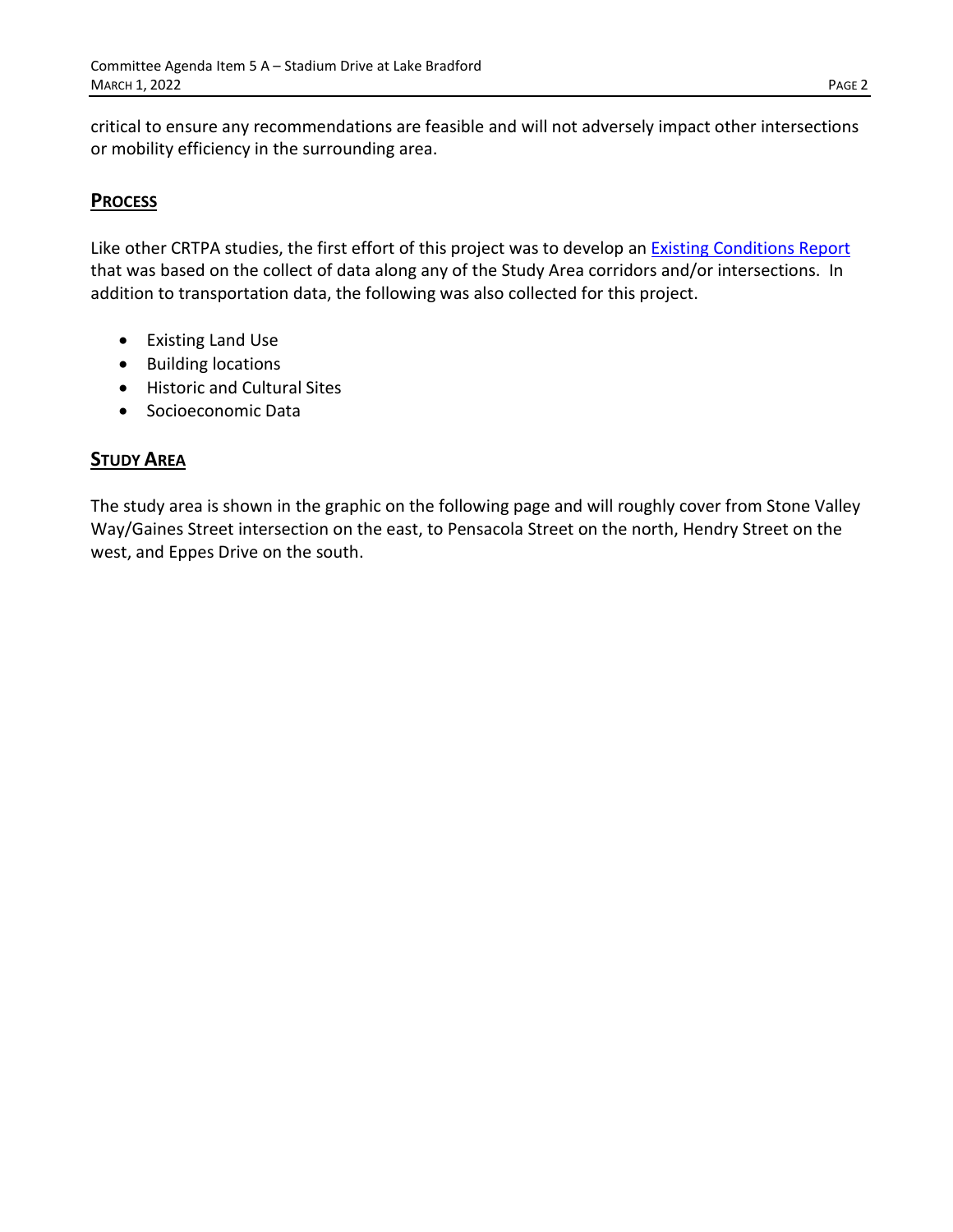critical to ensure any recommendations are feasible and will not adversely impact other intersections or mobility efficiency in the surrounding area.

## PROCESS

Like other CRTPA studies, the first effort of this project was to develop an Existing Conditions Report that was based on the collect of data along any of the Study Area corridors and/or intersections. In addition to transportation data, the following was also collected for this project.

- Existing Land Use
- Building locations
- Historic and Cultural Sites
- Socioeconomic Data

## STUDY AREA

The study area is shown in the graphic on the following page and will roughly cover from Stone Valley Way/Gaines Street intersection on the east, to Pensacola Street on the north, Hendry Street on the west, and Eppes Drive on the south.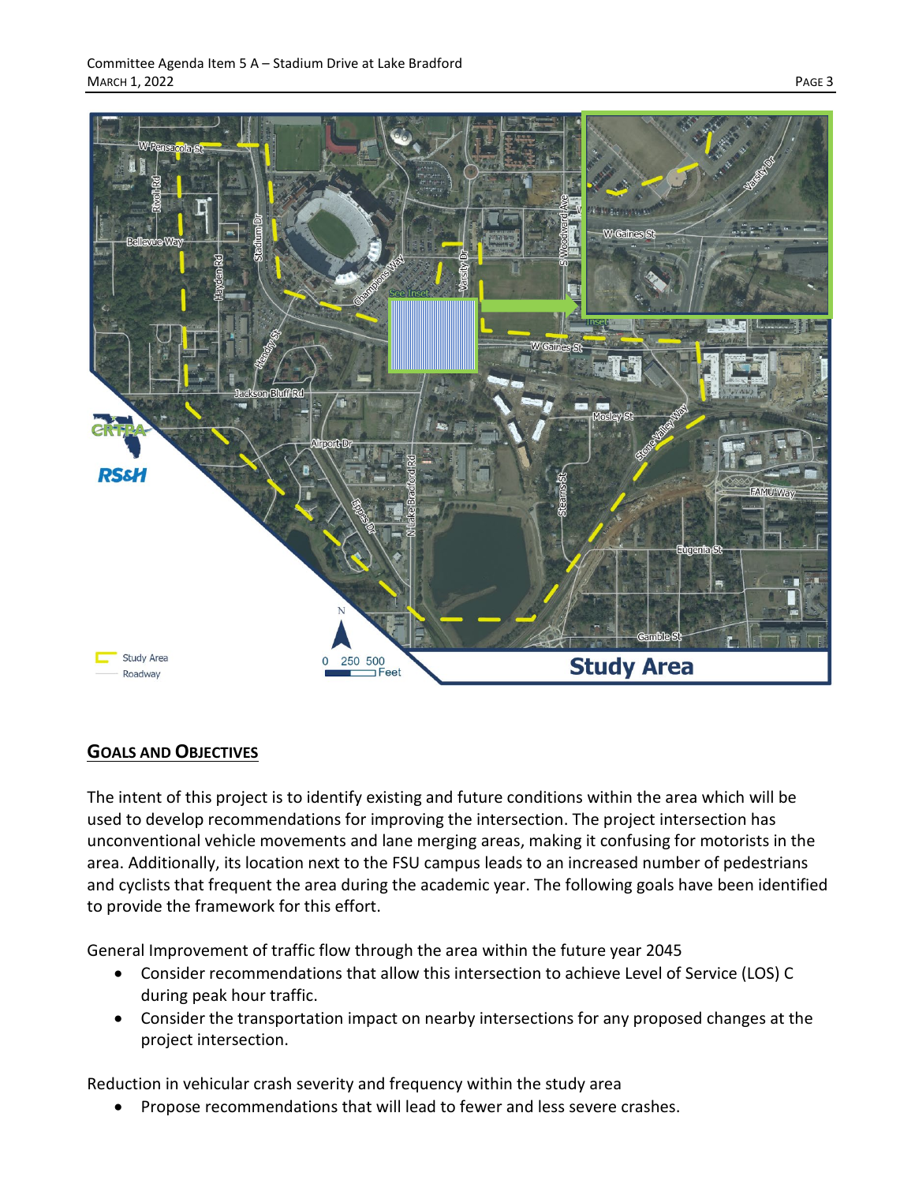## GOALS AND OBJECTIVES

The intent of this project is to identify existing and future conditions within the area which will be used to develop recommendations for improving the intersection. The project intersection has unconventional vehicle movements and lane merging areas, making it confusing for motorists in the area. Additionally, its location next to the FSU campus leads to an increased number of pedestrians and cyclists that frequent the area during the academic year. The following goals have been identified to provide the framework for this effort.

General Improvement of traffic flow through the area within the future year 2045

- Consider recommendations that allow this intersection to achieve Level of Service (LOS) C during peak hour traffic.
- Consider the transportation impact on nearby intersections for any proposed changes at the project intersection.

Reduction in vehicular crash severity and frequency within the study area

- Propose recommendations that will lead to fewer and less severe crashes.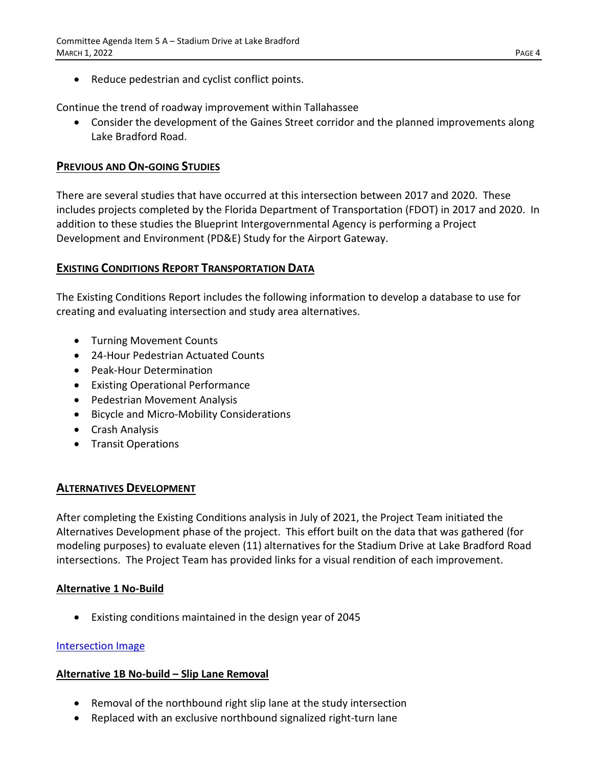- Reduce pedestrian and cyclist conflict points.

Continue the trend of roadway improvement within Tallahassee

- Consider the development of the Gaines Street corridor and the planned improvements along Lake Bradford Road.

## PREVIOUS AND ON-GOING STUDIES

There are several studies that have occurred at this intersection between 2017 and 2020. These includes projects completed by the Florida Department of Transportation (FDOT) in 2017 and 2020. In addition to these studies the Blueprint Intergovernmental Agency is performing a Project Development and Environment (PD&E) Study for the Airport Gateway.

## EXISTING CONDITIONS REPORT TRANSPORTATION DATA

The Existing Conditions Report includes the following information to develop a database to use for creating and evaluating intersection and study area alternatives.

- Turning Movement Counts
- 24-Hour Pedestrian Actuated Counts
- Peak-Hour Determination
- Existing Operational Performance
- Pedestrian Movement Analysis
- Bicycle and Micro-Mobility Considerations
- Crash Analysis
- Transit Operations

## ALTERNATIVES DEVELOPMENT

After completing the Existing Conditions analysis in July of 2021, the Project Team initiated the Alternatives Development phase of the project. This effort built on the data that was gathered (for modeling purposes) to evaluate eleven (11) alternatives for the Stadium Drive at Lake Bradford Road intersections. The Project Team has provided links for a visual rendition of each improvement.

### Alternative 1 No-Build

- Existing conditions maintained in the design year of 2045

Intersection Image

### Alternative 1B No-build – Slip Lane Removal

- Removal of the northbound right slip lane at the study intersection
- Replaced with an exclusive northbound signalized right-turn lane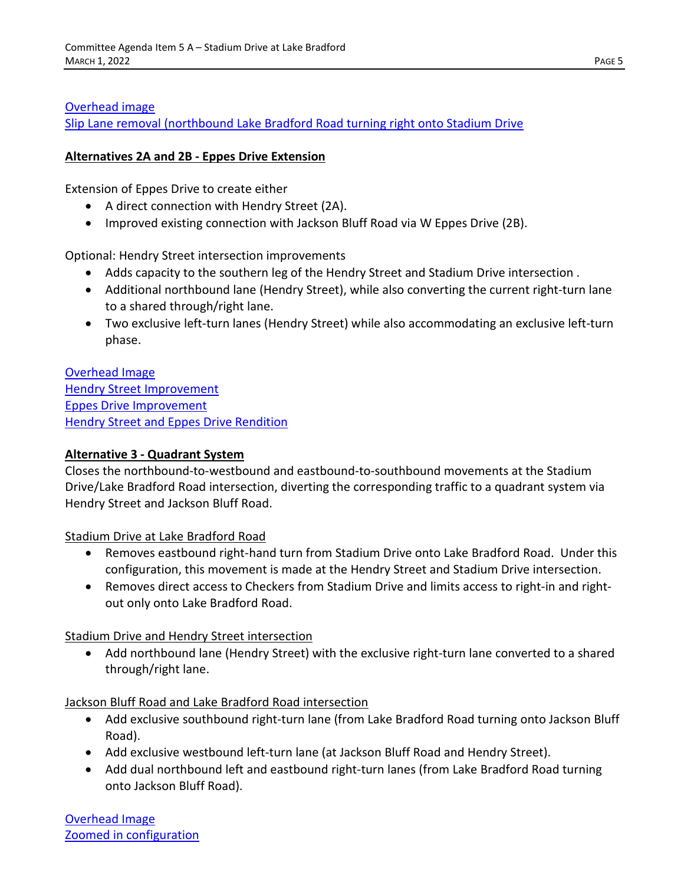[Overhead image](#)
[Slip Lane removal (northbound Lake Bradford Road turning right onto Stadium Drive](#)

**Alternatives 2A and 2B - Eppes Drive Extension**

Extension of Eppes Drive to create either

- A direct connection with Hendry Street (2A).
- Improved existing connection with Jackson Bluff Road via W Eppes Drive (2B).

Optional: Hendry Street intersection improvements

- Adds capacity to the southern leg of the Hendry Street and Stadium Drive intersection .
- Additional northbound lane (Hendry Street), while also converting the current right-turn lane to a shared through/right lane.
- Two exclusive left-turn lanes (Hendry Street) while also accommodating an exclusive left-turn phase.

[Overhead Image](#)
[Hendry Street Improvement](#)
[Eppes Drive Improvement](#)
[Hendry Street and Eppes Drive Rendition](#)

**Alternative 3 - Quadrant System**

Closes the northbound-to-westbound and eastbound-to-southbound movements at the Stadium Drive/Lake Bradford Road intersection, diverting the corresponding traffic to a quadrant system via Hendry Street and Jackson Bluff Road.

Stadium Drive at Lake Bradford Road

- Removes eastbound right-hand turn from Stadium Drive onto Lake Bradford Road. Under this configuration, this movement is made at the Hendry Street and Stadium Drive intersection.
- Removes direct access to Checkers from Stadium Drive and limits access to right-in and right-out only onto Lake Bradford Road.

Stadium Drive and Hendry Street intersection

- Add northbound lane (Hendry Street) with the exclusive right-turn lane converted to a shared through/right lane.

Jackson Bluff Road and Lake Bradford Road intersection

- Add exclusive southbound right-turn lane (from Lake Bradford Road turning onto Jackson Bluff Road).
- Add exclusive westbound left-turn lane (at Jackson Bluff Road and Hendry Street).
- Add dual northbound left and eastbound right-turn lanes (from Lake Bradford Road turning onto Jackson Bluff Road).

[Overhead Image](#)
[Zoomed in configuration](#)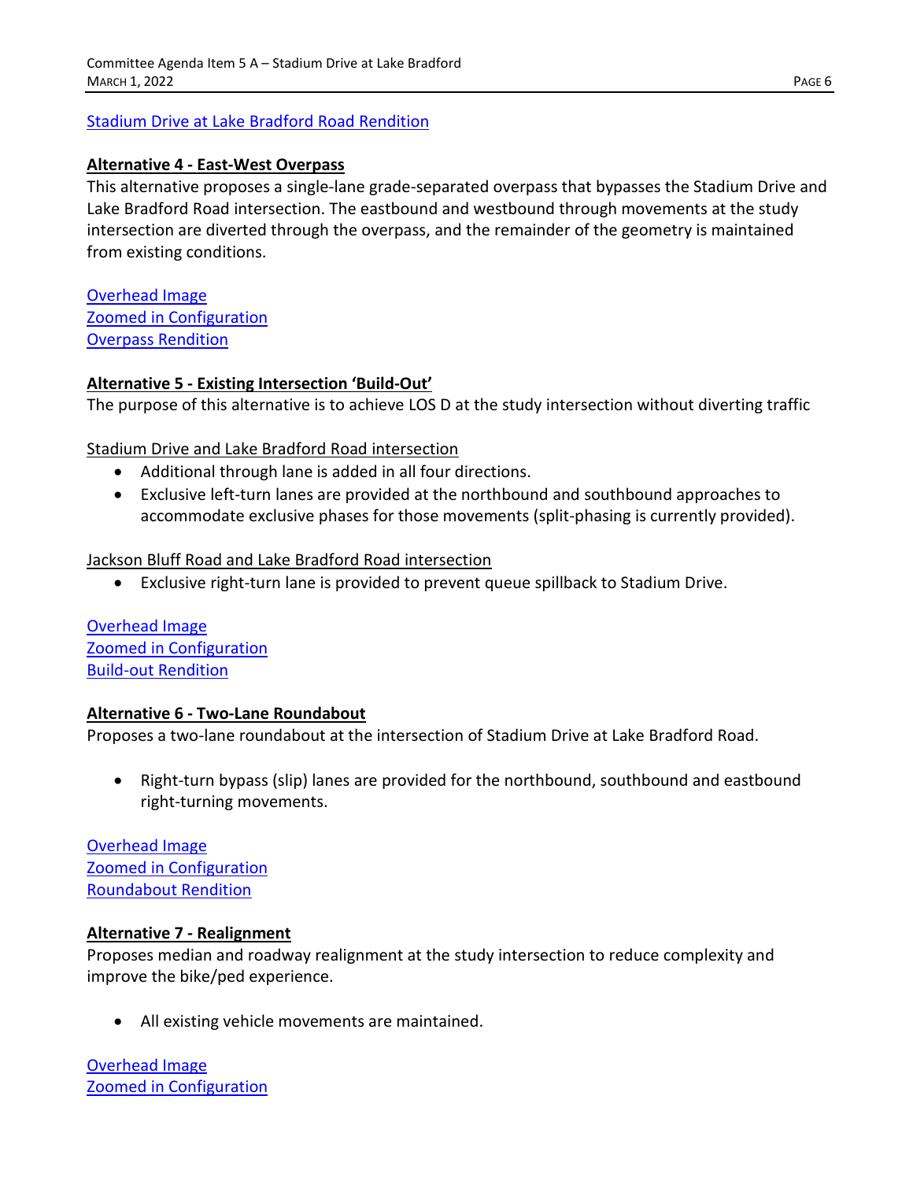Stadium Drive at Lake Bradford Road Rendition

**Alternative 4 - East-West Overpass**

This alternative proposes a single-lane grade-separated overpass that bypasses the Stadium Drive and Lake Bradford Road intersection. The eastbound and westbound through movements at the study intersection are diverted through the overpass, and the remainder of the geometry is maintained from existing conditions.

Overhead Image
Zoomed in Configuration
Overpass Rendition

**Alternative 5 - Existing Intersection 'Build-Out'**

The purpose of this alternative is to achieve LOS D at the study intersection without diverting traffic

Stadium Drive and Lake Bradford Road intersection

- Additional through lane is added in all four directions.
- Exclusive left-turn lanes are provided at the northbound and southbound approaches to accommodate exclusive phases for those movements (split-phasing is currently provided).

Jackson Bluff Road and Lake Bradford Road intersection

- Exclusive right-turn lane is provided to prevent queue spillback to Stadium Drive.

Overhead Image
Zoomed in Configuration
Build-out Rendition

**Alternative 6 - Two-Lane Roundabout**

Proposes a two-lane roundabout at the intersection of Stadium Drive at Lake Bradford Road.

- Right-turn bypass (slip) lanes are provided for the northbound, southbound and eastbound right-turning movements.

Overhead Image
Zoomed in Configuration
Roundabout Rendition

**Alternative 7 - Realignment**

Proposes median and roadway realignment at the study intersection to reduce complexity and improve the bike/ped experience.

- All existing vehicle movements are maintained.

Overhead Image
Zoomed in Configuration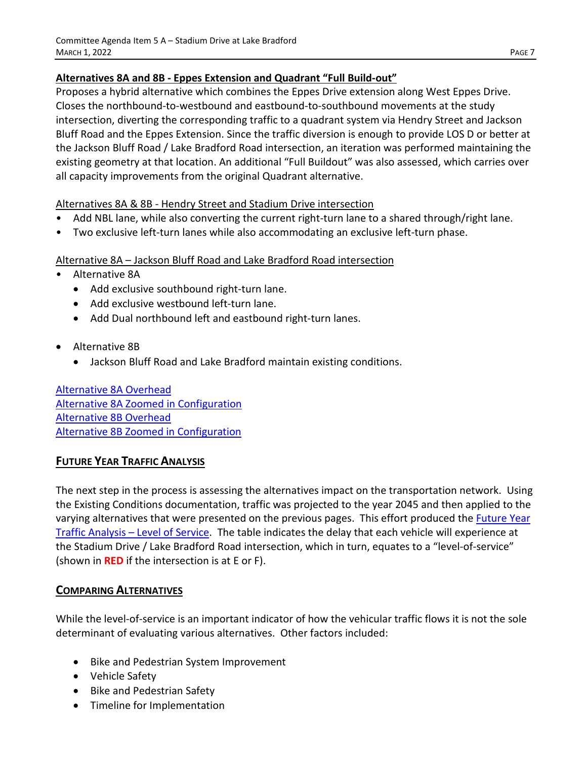## Alternatives 8A and 8B - Eppes Extension and Quadrant "Full Build-out"

Proposes a hybrid alternative which combines the Eppes Drive extension along West Eppes Drive. Closes the northbound-to-westbound and eastbound-to-southbound movements at the study intersection, diverting the corresponding traffic to a quadrant system via Hendry Street and Jackson Bluff Road and the Eppes Extension. Since the traffic diversion is enough to provide LOS D or better at the Jackson Bluff Road / Lake Bradford Road intersection, an iteration was performed maintaining the existing geometry at that location. An additional "Full Buildout" was also assessed, which carries over all capacity improvements from the original Quadrant alternative.

### Alternatives 8A & 8B - Hendry Street and Stadium Drive intersection

- Add NBL lane, while also converting the current right-turn lane to a shared through/right lane.
- Two exclusive left-turn lanes while also accommodating an exclusive left-turn phase.

### Alternative 8A – Jackson Bluff Road and Lake Bradford Road intersection

- Alternative 8A
  - Add exclusive southbound right-turn lane.
  - Add exclusive westbound left-turn lane.
  - Add Dual northbound left and eastbound right-turn lanes.

- Alternative 8B
  - Jackson Bluff Road and Lake Bradford maintain existing conditions.

Alternative 8A Overhead
Alternative 8A Zoomed in Configuration
Alternative 8B Overhead
Alternative 8B Zoomed in Configuration

## Future Year Traffic Analysis

The next step in the process is assessing the alternatives impact on the transportation network. Using the Existing Conditions documentation, traffic was projected to the year 2045 and then applied to the varying alternatives that were presented on the previous pages. This effort produced the Future Year Traffic Analysis – Level of Service. The table indicates the delay that each vehicle will experience at the Stadium Drive / Lake Bradford Road intersection, which in turn, equates to a "level-of-service" (shown in **RED** if the intersection is at E or F).

## Comparing Alternatives

While the level-of-service is an important indicator of how the vehicular traffic flows it is not the sole determinant of evaluating various alternatives. Other factors included:

- Bike and Pedestrian System Improvement
- Vehicle Safety
- Bike and Pedestrian Safety
- Timeline for Implementation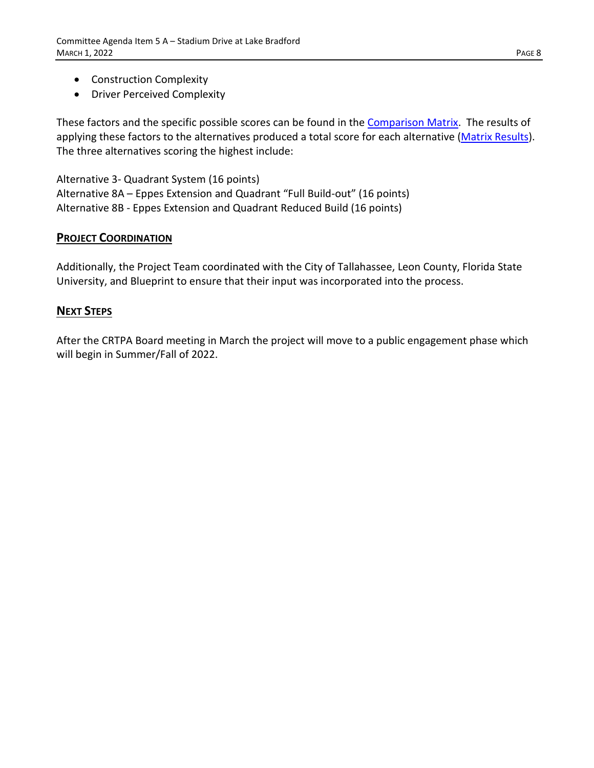- Construction Complexity
- Driver Perceived Complexity

These factors and the specific possible scores can be found in the Comparison Matrix. The results of applying these factors to the alternatives produced a total score for each alternative (Matrix Results). The three alternatives scoring the highest include:

Alternative 3- Quadrant System (16 points)
Alternative 8A – Eppes Extension and Quadrant "Full Build-out" (16 points)
Alternative 8B - Eppes Extension and Quadrant Reduced Build (16 points)

## PROJECT COORDINATION

Additionally, the Project Team coordinated with the City of Tallahassee, Leon County, Florida State University, and Blueprint to ensure that their input was incorporated into the process.

## NEXT STEPS

After the CRTPA Board meeting in March the project will move to a public engagement phase which will begin in Summer/Fall of 2022.